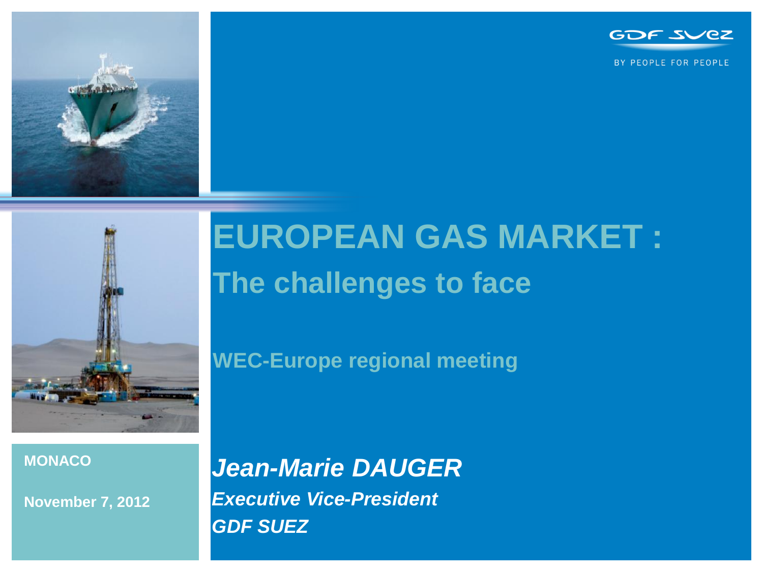# EUROPEAN GAS MARKET :

## The challenges to face

**WEC-Europe regional meeting**

**MONACO**

**November 7, 2012**

***Jean-Marie DAUGER***

***Executive Vice-President***

***GDF SUEZ***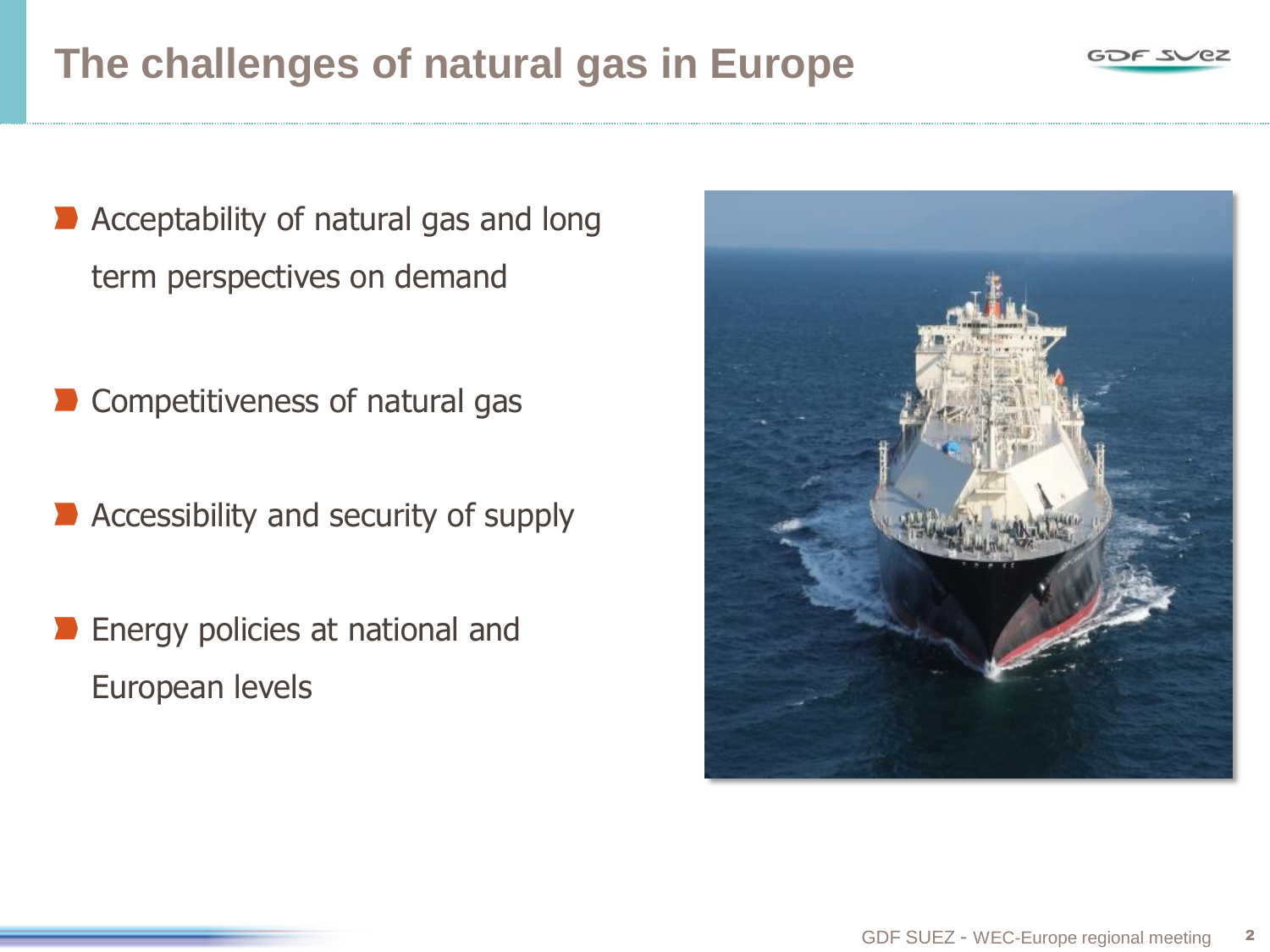# The challenges of natural gas in Europe

- Acceptability of natural gas and long term perspectives on demand
- Competitiveness of natural gas
- Accessibility and security of supply
- Energy policies at national and European levels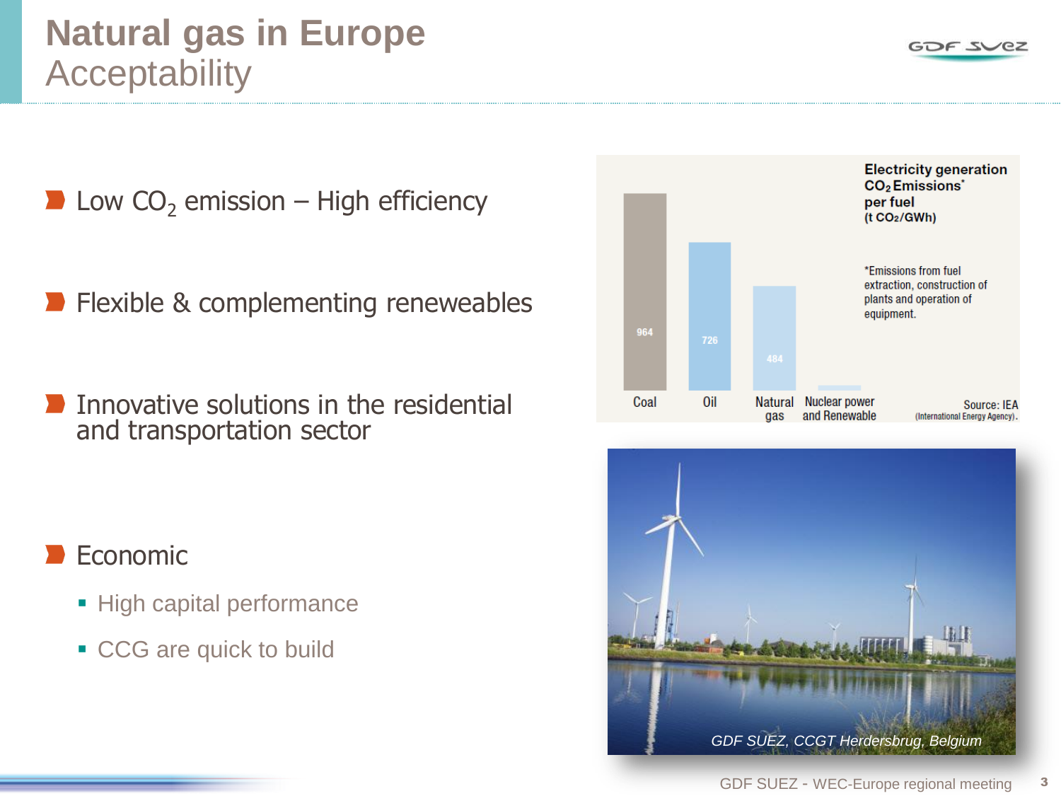# Natural gas in Europe
## Acceptability

- Low $CO_2$ emission – High efficiency
- Flexible & complementing reneweables
- Innovative solutions in the residential and transportation sector
- Economic
  - High capital performance
  - CCG are quick to build

**Electricity generation $CO_2$ Emissions* per fuel (t $CO_2$/GWh)**

| Fuel | t $CO_2$/GWh |
|---|---|
| Coal | 964 |
| Oil | 726 |
| Natural gas | 484 |
| Nuclear power and Renewable | |

*Emissions from fuel extraction, construction of plants and operation of equipment.

Source: IEA (International Energy Agency).

GDF SUEZ, CCGT Herdersbrug, Belgium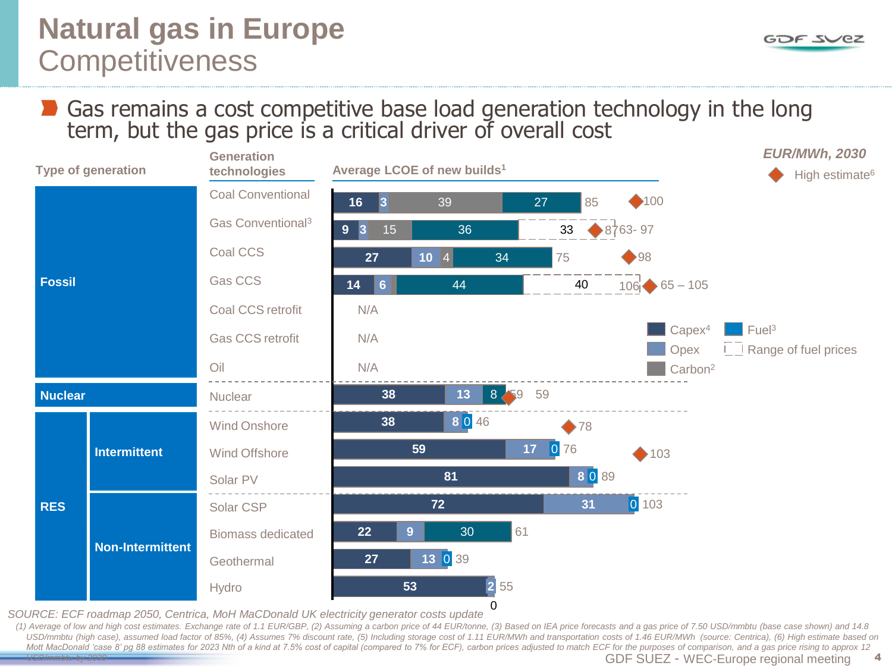# Natural gas in Europe
## Competitiveness

- Gas remains a cost competitive base load generation technology in the long term, but the gas price is a critical driver of overall cost

*EUR/MWh, 2030*

Average LCOE of new builds[1]

| Type of generation | | Generation technologies | Capex[4] | Opex | Carbon[2] | Fuel[3] | Range of fuel prices | Total | High estimate[6] |
|---|---|---|---|---|---|---|---|---|---|
| Fossil | | Coal Conventional | 16 | 3 | 39 | 27 | | 85 | 100 |
| | | Gas Conventional[3] | 9 | 3 | 15 | 36 | 33 | 87 | 63- 97 |
| | | Coal CCS | 27 | 10 | 4 | 34 | | 75 | 98 |
| | | Gas CCS | 14 | 6 | | 44 | 40 | 106 | 65 – 105 |
| | | Coal CCS retrofit | N/A | | | | | | |
| | | Gas CCS retrofit | N/A | | | | | | |
| | | Oil | N/A | | | | | | |
| Nuclear | | Nuclear | 38 | 13 | | 8 | | 59 | 59 |
| RES | Intermittent | Wind Onshore | 38 | 8 | | 0 | | 46 | 78 |
| | | Wind Offshore | 59 | 17 | | 0 | | 76 | 103 |
| | | Solar PV | 81 | 8 | | 0 | | 89 | |
| | Non-Intermittent | Solar CSP | 72 | 31 | | 0 | | 103 | |
| | | Biomass dedicated | 22 | 9 | | 30 | | 61 | |
| | | Geothermal | 27 | 13 | | 0 | | 39 | |
| | | Hydro | 53 | 2 | | 0 | | 55 | |

*SOURCE: ECF roadmap 2050, Centrica, MoH MaCDonald UK electricity generator costs update*

*(1) Average of low and high cost estimates. Exchange rate of 1.1 EUR/GBP, (2) Assuming a carbon price of 44 EUR/tonne, (3) Based on IEA price forecasts and a gas price of 7.50 USD/mmbtu (base case shown) and 14.8 USD/mmbtu (high case), assumed load factor of 85%, (4) Assumes 7% discount rate, (5) Including storage cost of 1.11 EUR/MWh and transportation costs of 1.46 EUR/MWh (source: Centrica), (6) High estimate based on Mott MacDonald 'case 8' pg 88 estimates for 2023 Nth of a kind at 7.5% cost of capital (compared to 7% for ECF), carbon prices adjusted to match ECF for the purposes of comparison, and a gas price rising to approx 12 USD/mmbtu by 2030*

GDF SUEZ - WEC-Europe regional meeting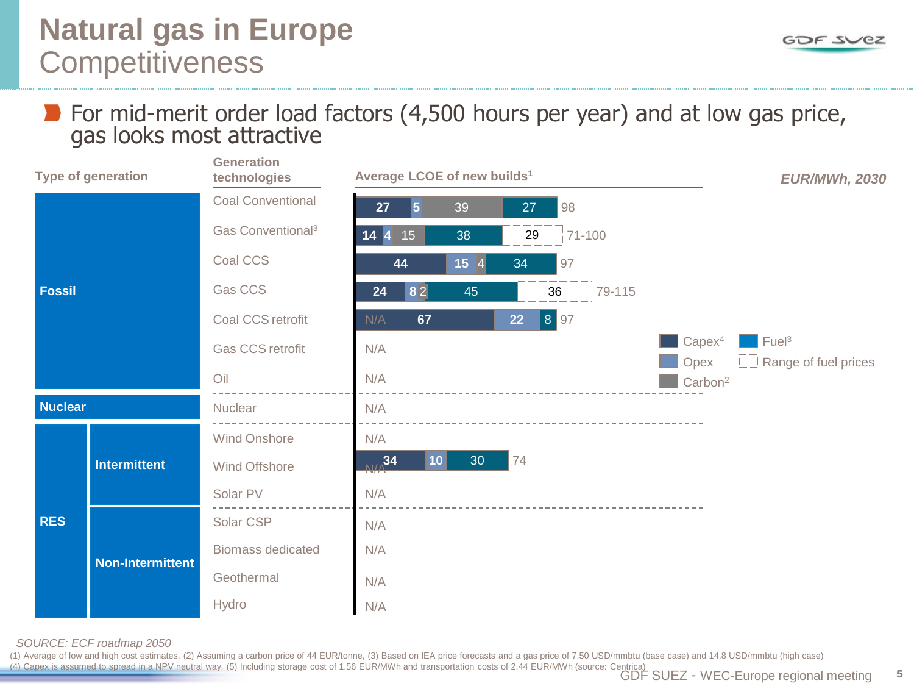# Natural gas in Europe
## Competitiveness

- For mid-merit order load factors (4,500 hours per year) and at low gas price, gas looks most attractive

**Average LCOE of new builds[1]** — *EUR/MWh, 2030*

| Type of generation | | Generation technologies | Capex[4] | Opex | Carbon[2] | Fuel[3] | Range of fuel prices | Total |
|---|---|---|---|---|---|---|---|---|
| Fossil | | Coal Conventional | 27 | 5 | 39 | 27 | | 98 |
| | | Gas Conventional[3] | 14 | 4 | 15 | 38 | 29 | 71-100 |
| | | Coal CCS | 44 | 15 | 4 | 34 | | 97 |
| | | Gas CCS | 24 | 8 | 2 | 45 | 36 | 79-115 |
| | | Coal CCS retrofit | N/A 67 | 22 | | 8 | | 97 |
| | | Gas CCS retrofit | N/A | | | | | |
| | | Oil | N/A | | | | | |
| Nuclear | | Nuclear | N/A | | | | | |
| RES | Intermittent | Wind Onshore | N/A | | | | | |
| | | Wind Offshore | 34 | 10 | | 30 | | 74 |
| | | Solar PV | N/A | | | | | |
| | Non-Intermittent | Solar CSP | N/A | | | | | |
| | | Biomass dedicated | N/A | | | | | |
| | | Geothermal | N/A | | | | | |
| | | Hydro | N/A | | | | | |

*SOURCE: ECF roadmap 2050*

(1) Average of low and high cost estimates, (2) Assuming a carbon price of 44 EUR/tonne, (3) Based on IEA price forecasts and a gas price of 7.50 USD/mmbtu (base case) and 14.8 USD/mmbtu (high case)
(4) Capex is assumed to spread in a NPV neutral way, (5) Including storage cost of 1.56 EUR/MWh and transportation costs of 2.44 EUR/MWh (source: Centrica)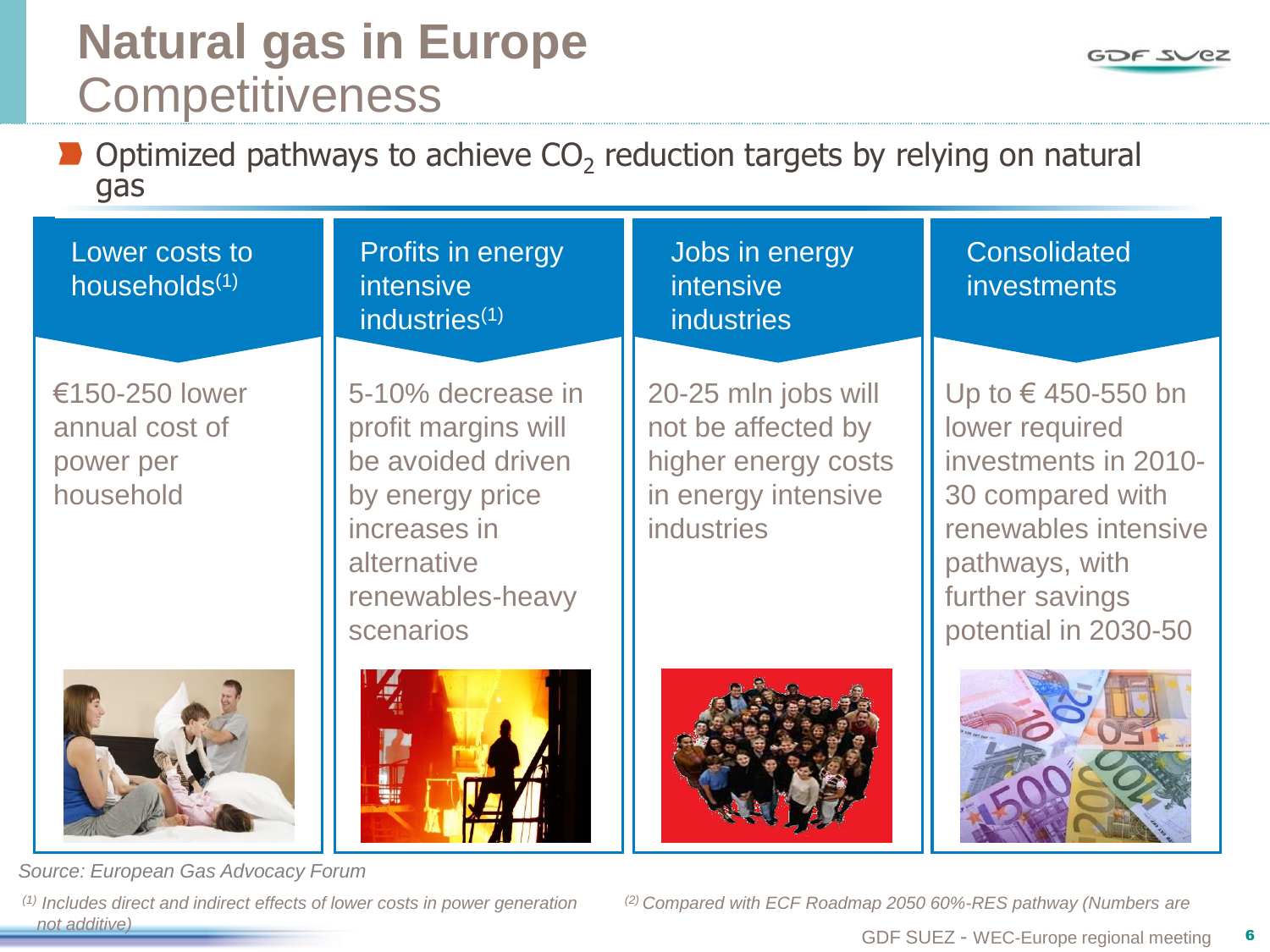# Natural gas in Europe
## Competitiveness

- Optimized pathways to achieve $CO_2$ reduction targets by relying on natural gas

| Lower costs to households[1] | Profits in energy intensive industries[1] | Jobs in energy intensive industries | Consolidated investments |
|---|---|---|---|
| €150-250 lower annual cost of power per household | 5-10% decrease in profit margins will be avoided driven by energy price increases in alternative renewables-heavy scenarios | 20-25 mln jobs will not be affected by higher energy costs in energy intensive industries | Up to € 450-550 bn lower required investments in 2010-30 compared with renewables intensive pathways, with further savings potential in 2030-50 |

*Source: European Gas Advocacy Forum*

*[1] Includes direct and indirect effects of lower costs in power generation*

*[2] Compared with ECF Roadmap 2050 60%-RES pathway (Numbers are not additive)*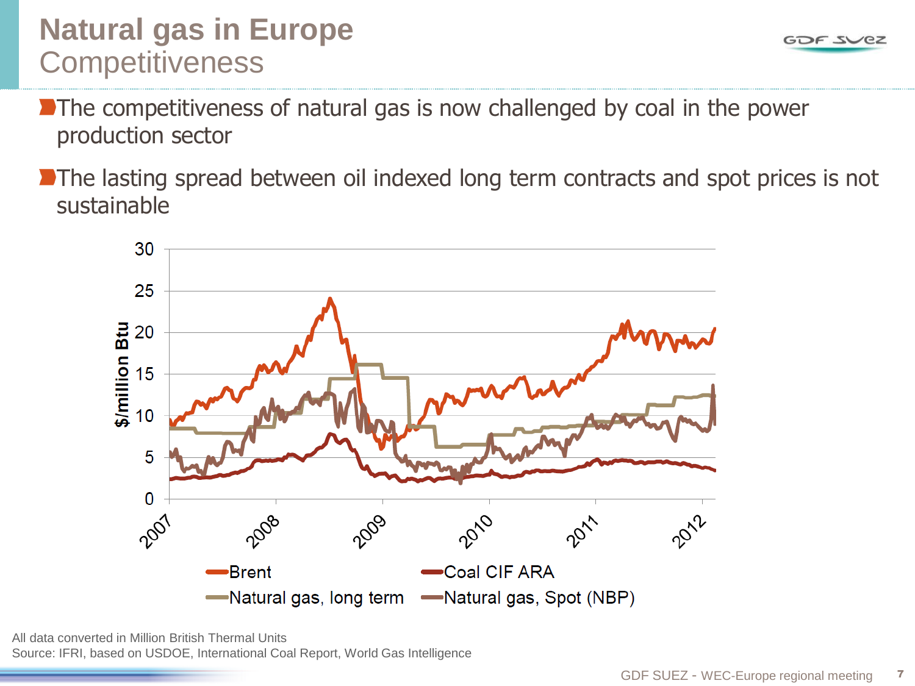# Natural gas in Europe
## Competitiveness

- The competitiveness of natural gas is now challenged by coal in the power production sector
- The lasting spread between oil indexed long term contracts and spot prices is not sustainable

All data converted in Million British Thermal Units

Source: IFRI, based on USDOE, International Coal Report, World Gas Intelligence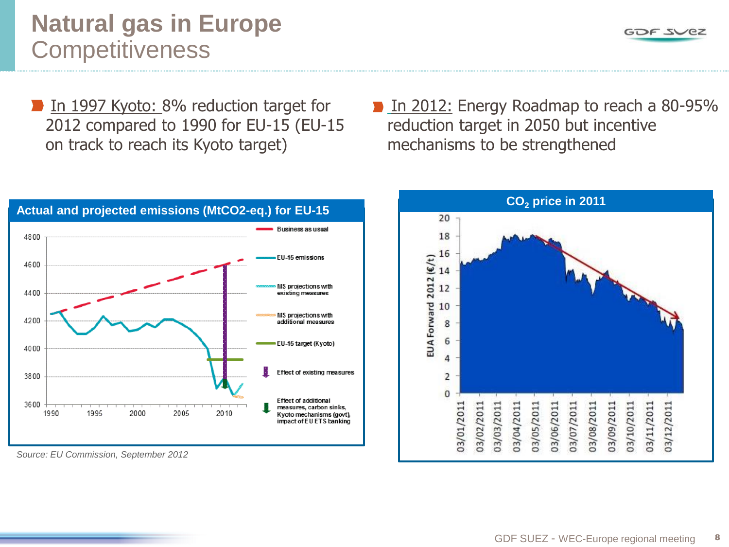# Natural gas in Europe
## Competitiveness

- In 1997 Kyoto: 8% reduction target for 2012 compared to 1990 for EU-15 (EU-15 on track to reach its Kyoto target)

- In 2012: Energy Roadmap to reach a 80-95% reduction target in 2050 but incentive mechanisms to be strengthened

**Actual and projected emissions (MtCO2-eq.) for EU-15**

Legend: Business as usual; EU-15 emissions; MS projections with existing measures; MS projections with additional measures; EU-15 target (Kyoto); Effect of existing measures; Effect of additional measures, carbon sinks, Kyoto mechanisms (govt), impact of EU ETS banking

*Source: EU Commission, September 2012*

**$CO_2$ price in 2011**

EUA Forward 2012 (€/t)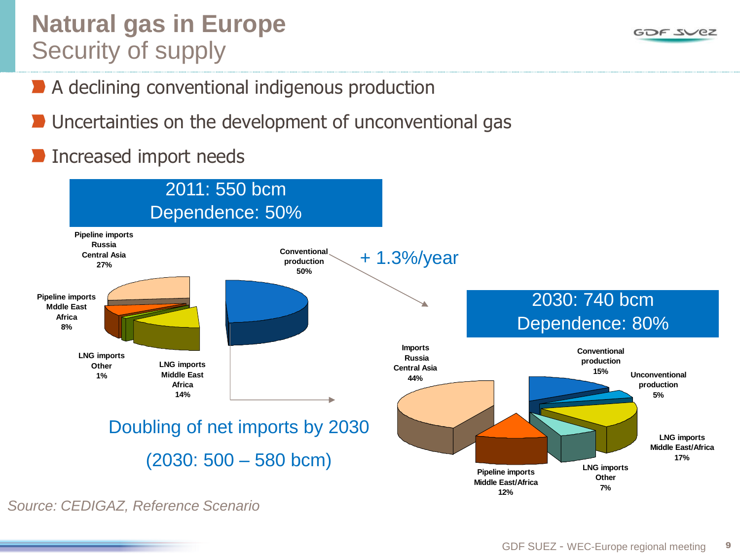# Natural gas in Europe
## Security of supply

- A declining conventional indigenous production
- Uncertainties on the development of unconventional gas
- Increased import needs

**2011: 550 bcm**
**Dependence: 50%**

- Pipeline imports Russia Central Asia 27%
- Pipeline imports Mddle East Africa 8%
- LNG imports Other 1%
- LNG imports Middle East Africa 14%
- Conventional production 50%

+ 1.3%/year

**2030: 740 bcm**
**Dependence: 80%**

- Imports Russia Central Asia 44%
- Conventional production 15%
- Unconventional production 5%
- LNG imports Middle East/Africa 17%
- LNG imports Other 7%
- Pipeline imports Middle East/Africa 12%

Doubling of net imports by 2030

(2030: 500 – 580 bcm)

*Source: CEDIGAZ, Reference Scenario*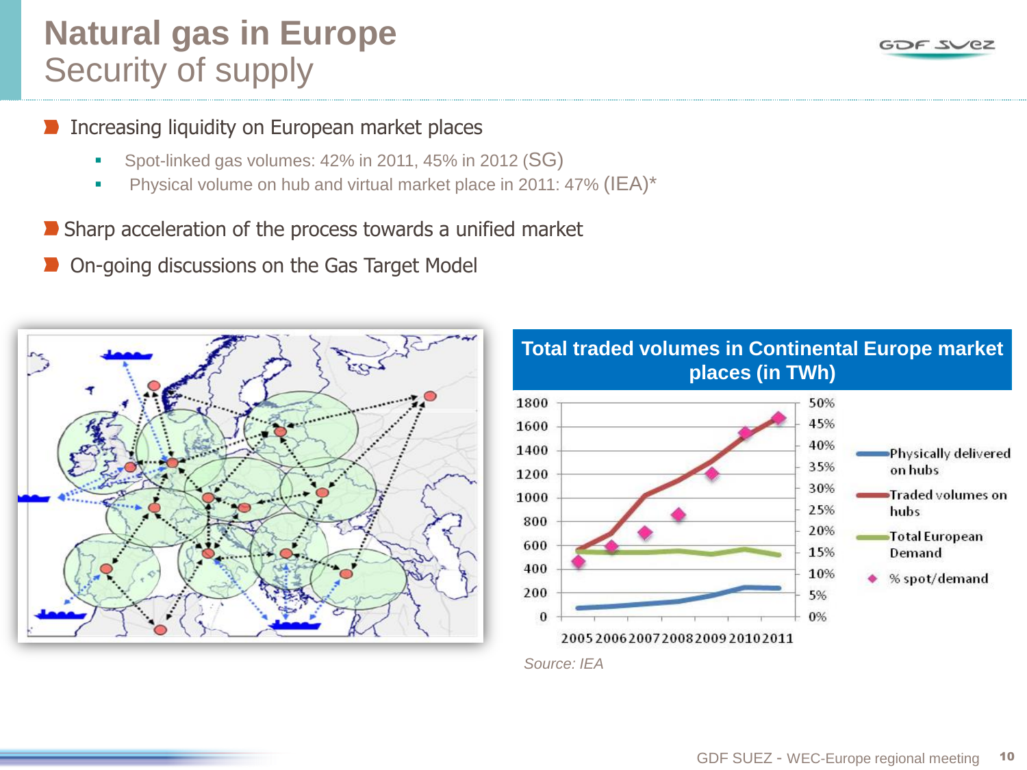# Natural gas in Europe
## Security of supply

- Increasing liquidity on European market places
  - Spot-linked gas volumes: 42% in 2011, 45% in 2012 (SG)
  - Physical volume on hub and virtual market place in 2011: 47% (IEA)*
- Sharp acceleration of the process towards a unified market
- On-going discussions on the Gas Target Model

**Total traded volumes in Continental Europe market places (in TWh)**

*Source: IEA*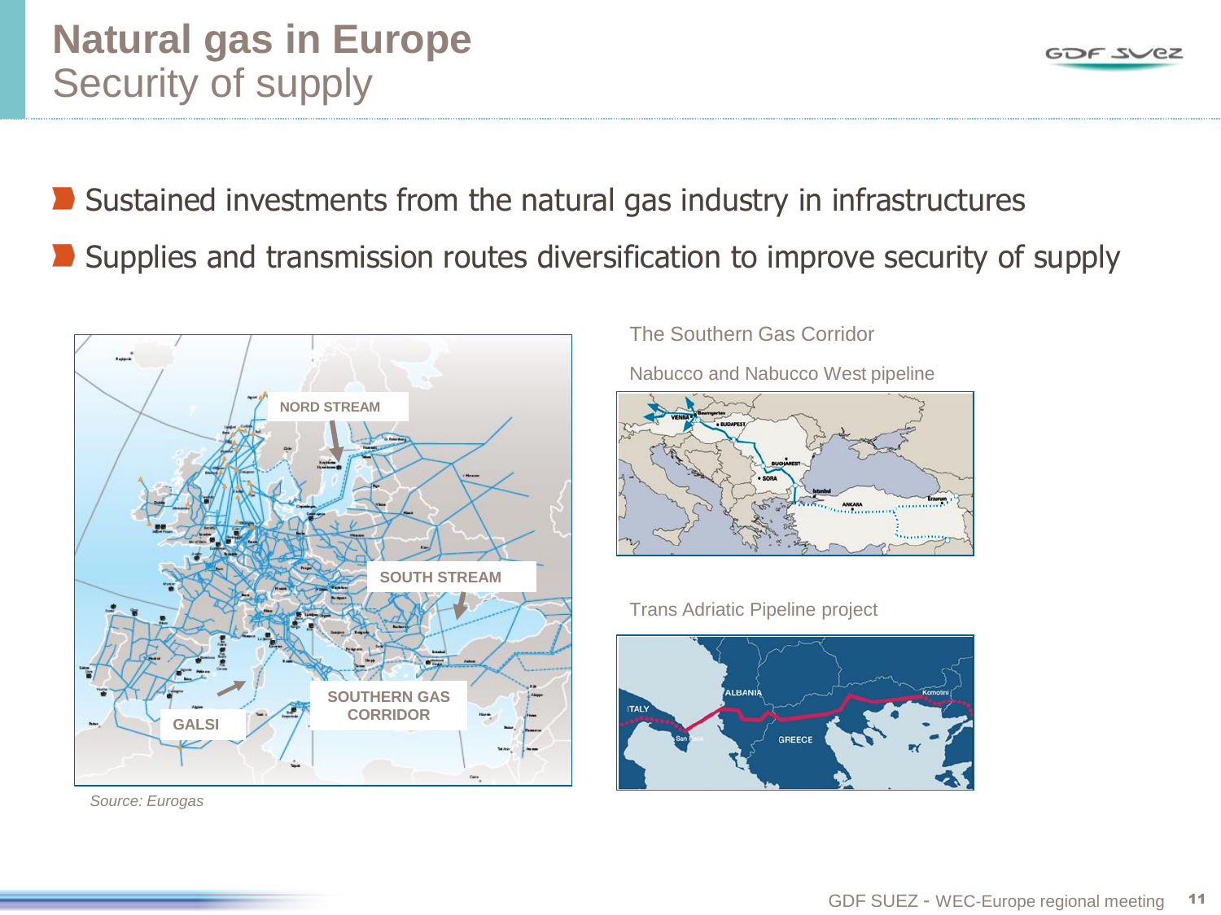# Natural gas in Europe
## Security of supply

- Sustained investments from the natural gas industry in infrastructures
- Supplies and transmission routes diversification to improve security of supply

NORD STREAM

SOUTH STREAM

SOUTHERN GAS CORRIDOR

GALSI

*Source: Eurogas*

The Southern Gas Corridor

Nabucco and Nabucco West pipeline

Trans Adriatic Pipeline project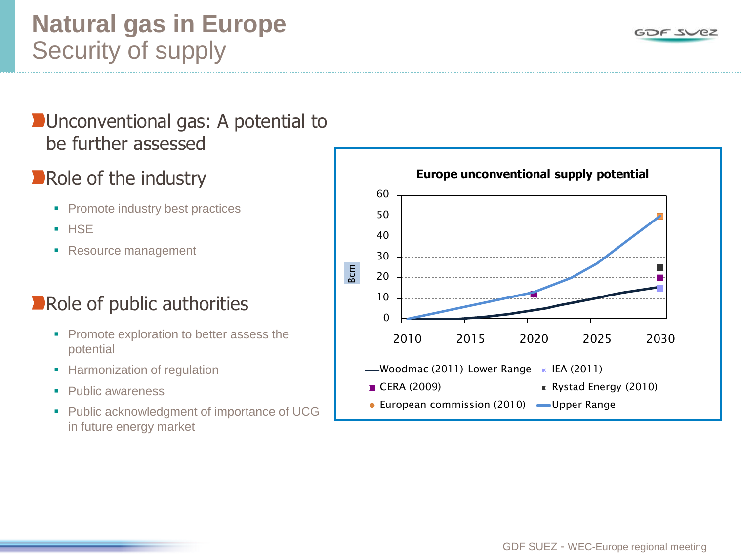# Natural gas in Europe
## Security of supply

- **Unconventional gas: A potential to be further assessed**

- **Role of the industry**
  - Promote industry best practices
  - HSE
  - Resource management

- **Role of public authorities**
  - Promote exploration to better assess the potential
  - Harmonization of regulation
  - Public awareness
  - Public acknowledgment of importance of UCG in future energy market

**Europe unconventional supply potential**

Bcm

60
50
40
30
20
10
0

2010 2015 2020 2025 2030

- Woodmac (2011) Lower Range
- IEA (2011)
- CERA (2009)
- Rystad Energy (2010)
- European commission (2010)
- Upper Range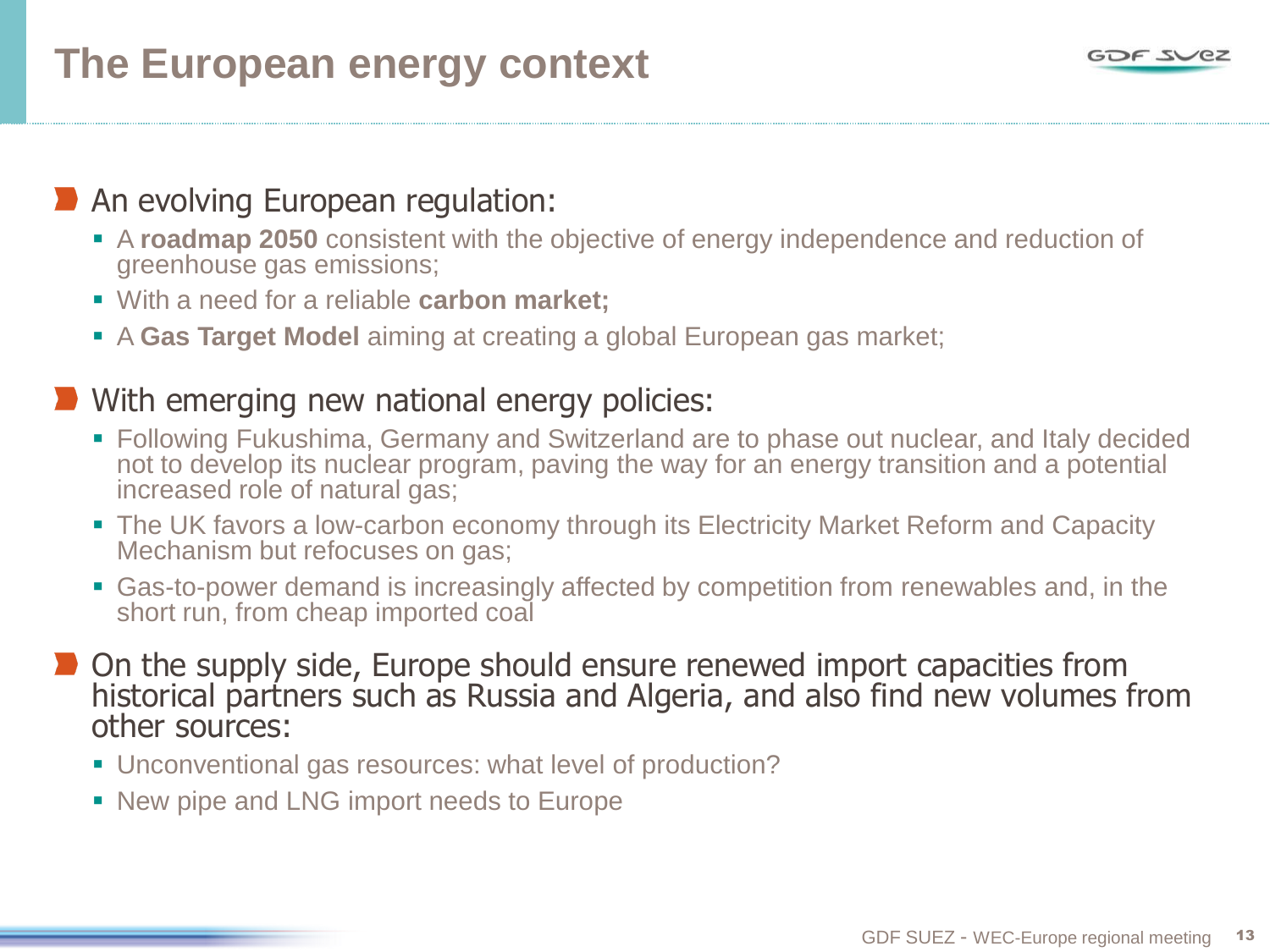# The European energy context

- An evolving European regulation:
  - A **roadmap 2050** consistent with the objective of energy independence and reduction of greenhouse gas emissions;
  - With a need for a reliable **carbon market;**
  - A **Gas Target Model** aiming at creating a global European gas market;
- With emerging new national energy policies:
  - Following Fukushima, Germany and Switzerland are to phase out nuclear, and Italy decided not to develop its nuclear program, paving the way for an energy transition and a potential increased role of natural gas;
  - The UK favors a low-carbon economy through its Electricity Market Reform and Capacity Mechanism but refocuses on gas;
  - Gas-to-power demand is increasingly affected by competition from renewables and, in the short run, from cheap imported coal
- On the supply side, Europe should ensure renewed import capacities from historical partners such as Russia and Algeria, and also find new volumes from other sources:
  - Unconventional gas resources: what level of production?
  - New pipe and LNG import needs to Europe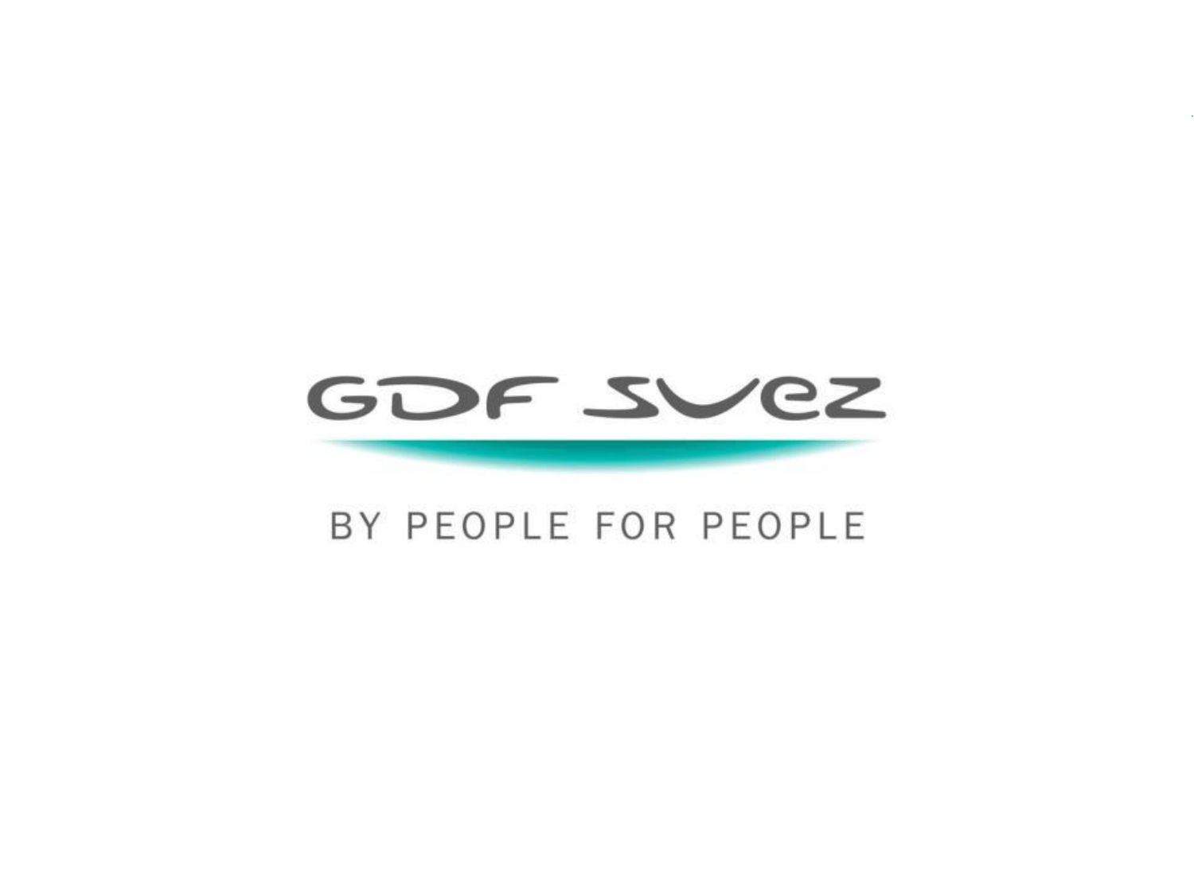GDF SUEZ

BY PEOPLE FOR PEOPLE